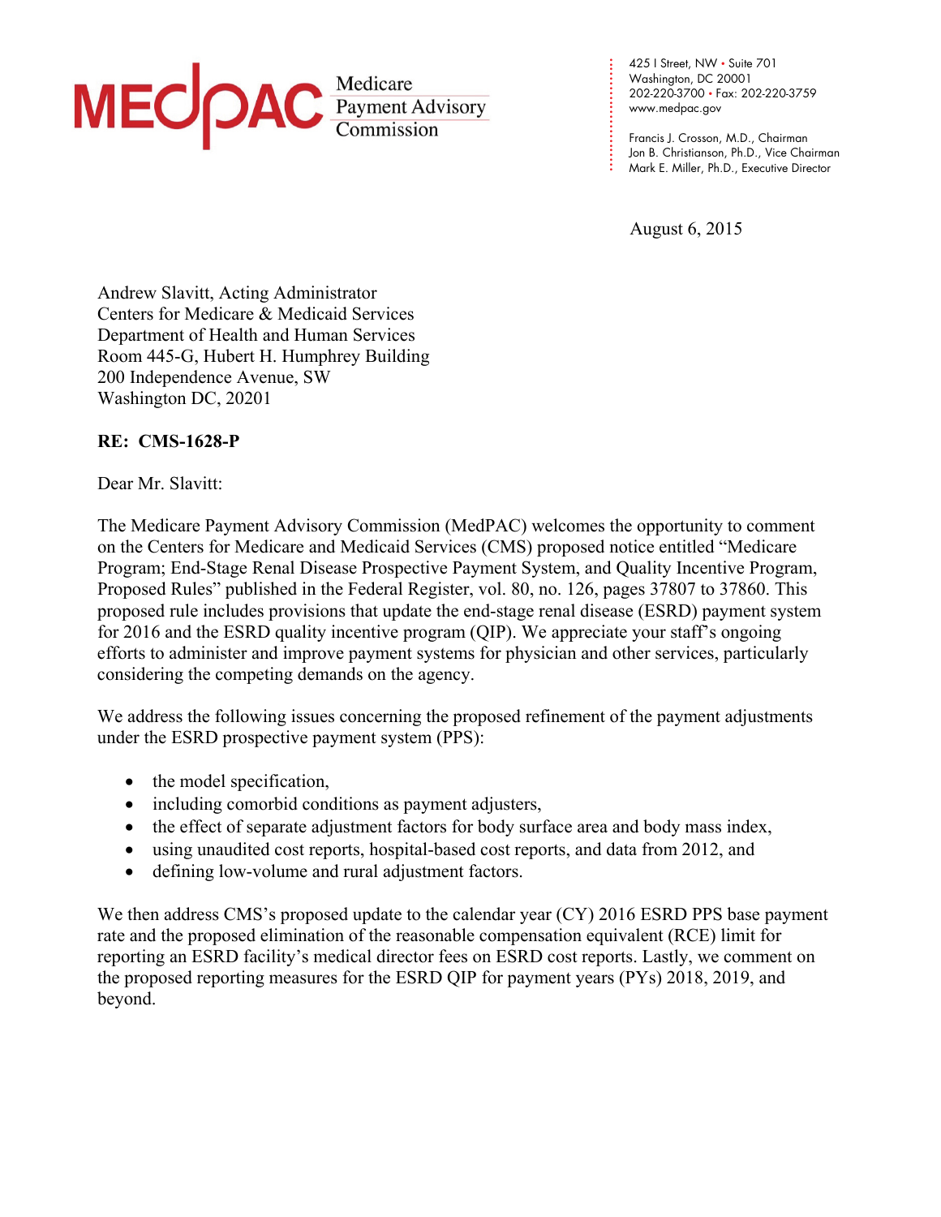MEDPAC Medicare Payment Advisory Commission

425 I Street, NW • Suite 701
Washington, DC 20001
202-220-3700 • Fax: 202-220-3759
www.medpac.gov

Francis J. Crosson, M.D., Chairman
Jon B. Christianson, Ph.D., Vice Chairman
Mark E. Miller, Ph.D., Executive Director

August 6, 2015

Andrew Slavitt, Acting Administrator
Centers for Medicare & Medicaid Services
Department of Health and Human Services
Room 445-G, Hubert H. Humphrey Building
200 Independence Avenue, SW
Washington DC, 20201

**RE: CMS-1628-P**

Dear Mr. Slavitt:

The Medicare Payment Advisory Commission (MedPAC) welcomes the opportunity to comment on the Centers for Medicare and Medicaid Services (CMS) proposed notice entitled "Medicare Program; End-Stage Renal Disease Prospective Payment System, and Quality Incentive Program, Proposed Rules" published in the Federal Register, vol. 80, no. 126, pages 37807 to 37860. This proposed rule includes provisions that update the end-stage renal disease (ESRD) payment system for 2016 and the ESRD quality incentive program (QIP). We appreciate your staff's ongoing efforts to administer and improve payment systems for physician and other services, particularly considering the competing demands on the agency.

We address the following issues concerning the proposed refinement of the payment adjustments under the ESRD prospective payment system (PPS):

- the model specification,
- including comorbid conditions as payment adjusters,
- the effect of separate adjustment factors for body surface area and body mass index,
- using unaudited cost reports, hospital-based cost reports, and data from 2012, and
- defining low-volume and rural adjustment factors.

We then address CMS's proposed update to the calendar year (CY) 2016 ESRD PPS base payment rate and the proposed elimination of the reasonable compensation equivalent (RCE) limit for reporting an ESRD facility's medical director fees on ESRD cost reports. Lastly, we comment on the proposed reporting measures for the ESRD QIP for payment years (PYs) 2018, 2019, and beyond.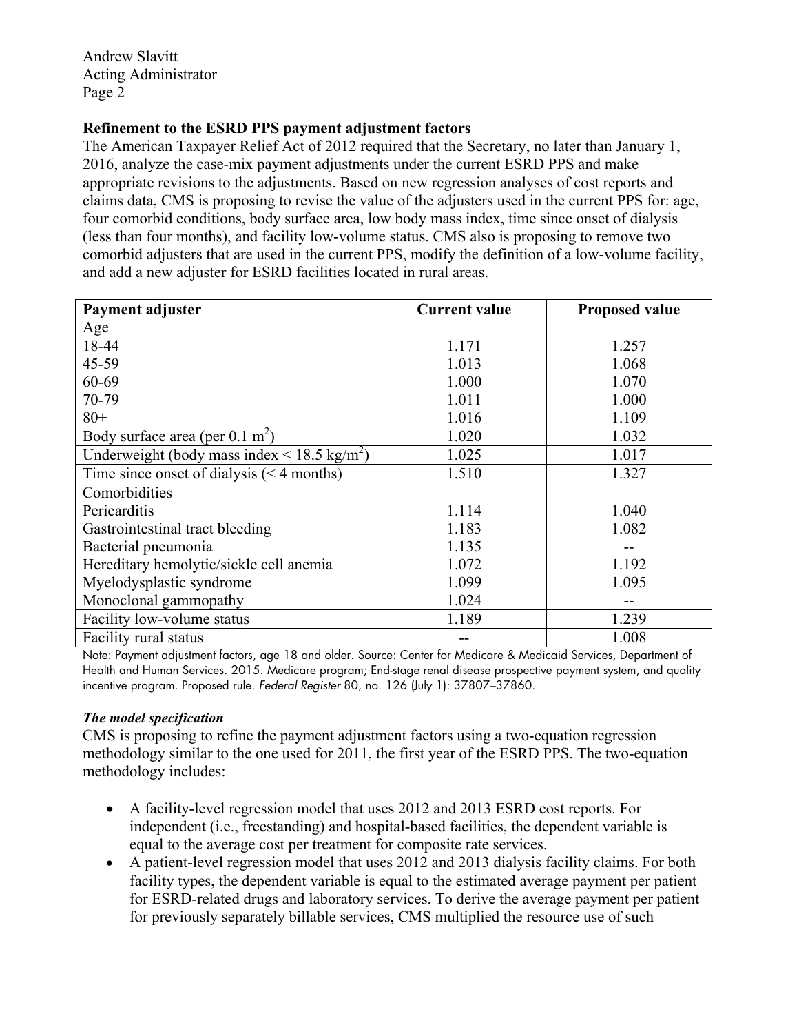**Refinement to the ESRD PPS payment adjustment factors**

The American Taxpayer Relief Act of 2012 required that the Secretary, no later than January 1, 2016, analyze the case-mix payment adjustments under the current ESRD PPS and make appropriate revisions to the adjustments. Based on new regression analyses of cost reports and claims data, CMS is proposing to revise the value of the adjusters used in the current PPS for: age, four comorbid conditions, body surface area, low body mass index, time since onset of dialysis (less than four months), and facility low-volume status. CMS also is proposing to remove two comorbid adjusters that are used in the current PPS, modify the definition of a low-volume facility, and add a new adjuster for ESRD facilities located in rural areas.

| Payment adjuster | Current value | Proposed value |
|---|---|---|
| Age | | |
| 18-44 | 1.171 | 1.257 |
| 45-59 | 1.013 | 1.068 |
| 60-69 | 1.000 | 1.070 |
| 70-79 | 1.011 | 1.000 |
| 80+ | 1.016 | 1.109 |
| Body surface area (per 0.1 $m^2$) | 1.020 | 1.032 |
| Underweight (body mass index < 18.5 $kg/m^2$) | 1.025 | 1.017 |
| Time since onset of dialysis (< 4 months) | 1.510 | 1.327 |
| Comorbidities | | |
| Pericarditis | 1.114 | 1.040 |
| Gastrointestinal tract bleeding | 1.183 | 1.082 |
| Bacterial pneumonia | 1.135 | -- |
| Hereditary hemolytic/sickle cell anemia | 1.072 | 1.192 |
| Myelodysplastic syndrome | 1.099 | 1.095 |
| Monoclonal gammopathy | 1.024 | -- |
| Facility low-volume status | 1.189 | 1.239 |
| Facility rural status | -- | 1.008 |

Note: Payment adjustment factors, age 18 and older. Source: Center for Medicare & Medicaid Services, Department of Health and Human Services. 2015. Medicare program; End-stage renal disease prospective payment system, and quality incentive program. Proposed rule. *Federal Register* 80, no. 126 (July 1): 37807–37860.

***The model specification***

CMS is proposing to refine the payment adjustment factors using a two-equation regression methodology similar to the one used for 2011, the first year of the ESRD PPS. The two-equation methodology includes:

- A facility-level regression model that uses 2012 and 2013 ESRD cost reports. For independent (i.e., freestanding) and hospital-based facilities, the dependent variable is equal to the average cost per treatment for composite rate services.
- A patient-level regression model that uses 2012 and 2013 dialysis facility claims. For both facility types, the dependent variable is equal to the estimated average payment per patient for ESRD-related drugs and laboratory services. To derive the average payment per patient for previously separately billable services, CMS multiplied the resource use of such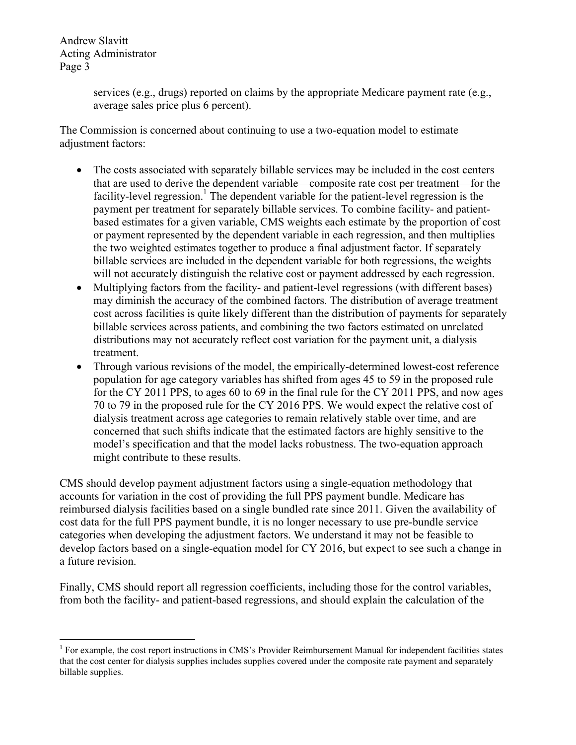services (e.g., drugs) reported on claims by the appropriate Medicare payment rate (e.g., average sales price plus 6 percent).

The Commission is concerned about continuing to use a two-equation model to estimate adjustment factors:

- The costs associated with separately billable services may be included in the cost centers that are used to derive the dependent variable—composite rate cost per treatment—for the facility-level regression.[1] The dependent variable for the patient-level regression is the payment per treatment for separately billable services. To combine facility- and patient-based estimates for a given variable, CMS weights each estimate by the proportion of cost or payment represented by the dependent variable in each regression, and then multiplies the two weighted estimates together to produce a final adjustment factor. If separately billable services are included in the dependent variable for both regressions, the weights will not accurately distinguish the relative cost or payment addressed by each regression.
- Multiplying factors from the facility- and patient-level regressions (with different bases) may diminish the accuracy of the combined factors. The distribution of average treatment cost across facilities is quite likely different than the distribution of payments for separately billable services across patients, and combining the two factors estimated on unrelated distributions may not accurately reflect cost variation for the payment unit, a dialysis treatment.
- Through various revisions of the model, the empirically-determined lowest-cost reference population for age category variables has shifted from ages 45 to 59 in the proposed rule for the CY 2011 PPS, to ages 60 to 69 in the final rule for the CY 2011 PPS, and now ages 70 to 79 in the proposed rule for the CY 2016 PPS. We would expect the relative cost of dialysis treatment across age categories to remain relatively stable over time, and are concerned that such shifts indicate that the estimated factors are highly sensitive to the model's specification and that the model lacks robustness. The two-equation approach might contribute to these results.

CMS should develop payment adjustment factors using a single-equation methodology that accounts for variation in the cost of providing the full PPS payment bundle. Medicare has reimbursed dialysis facilities based on a single bundled rate since 2011. Given the availability of cost data for the full PPS payment bundle, it is no longer necessary to use pre-bundle service categories when developing the adjustment factors. We understand it may not be feasible to develop factors based on a single-equation model for CY 2016, but expect to see such a change in a future revision.

Finally, CMS should report all regression coefficients, including those for the control variables, from both the facility- and patient-based regressions, and should explain the calculation of the

---

[1] For example, the cost report instructions in CMS's Provider Reimbursement Manual for independent facilities states that the cost center for dialysis supplies includes supplies covered under the composite rate payment and separately billable supplies.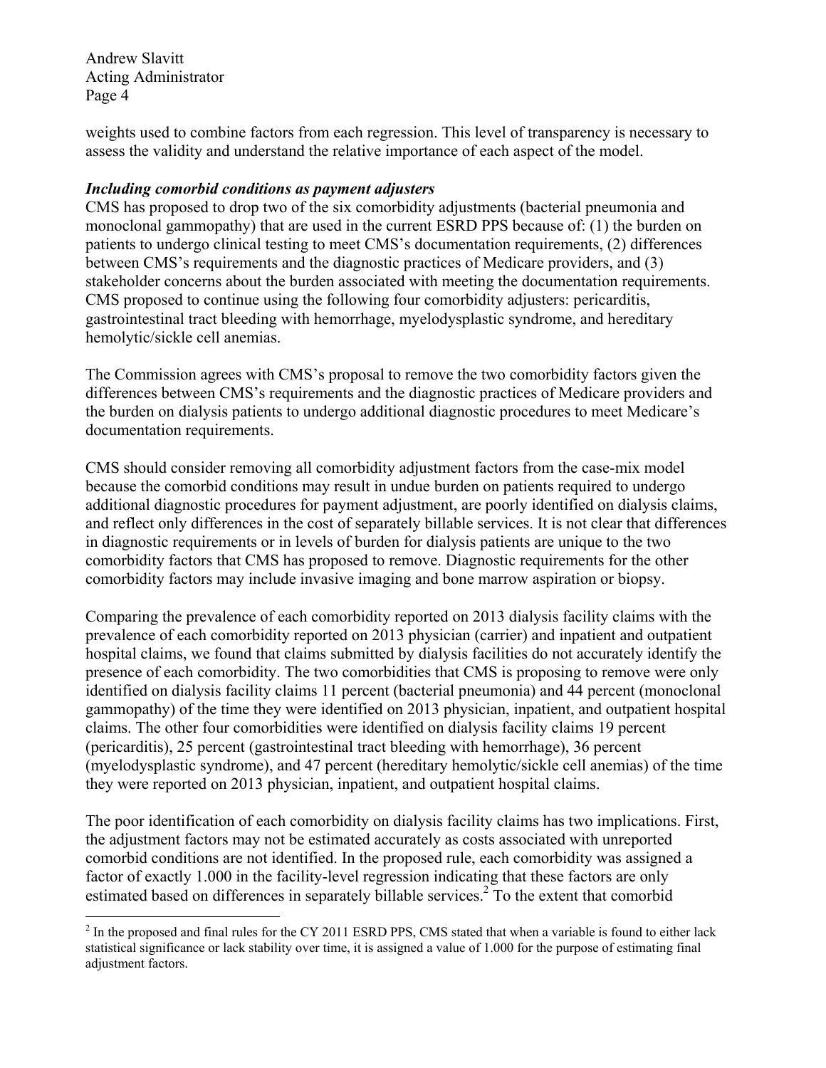weights used to combine factors from each regression. This level of transparency is necessary to assess the validity and understand the relative importance of each aspect of the model.

***Including comorbid conditions as payment adjusters***

CMS has proposed to drop two of the six comorbidity adjustments (bacterial pneumonia and monoclonal gammopathy) that are used in the current ESRD PPS because of: (1) the burden on patients to undergo clinical testing to meet CMS's documentation requirements, (2) differences between CMS's requirements and the diagnostic practices of Medicare providers, and (3) stakeholder concerns about the burden associated with meeting the documentation requirements. CMS proposed to continue using the following four comorbidity adjusters: pericarditis, gastrointestinal tract bleeding with hemorrhage, myelodysplastic syndrome, and hereditary hemolytic/sickle cell anemias.

The Commission agrees with CMS's proposal to remove the two comorbidity factors given the differences between CMS's requirements and the diagnostic practices of Medicare providers and the burden on dialysis patients to undergo additional diagnostic procedures to meet Medicare's documentation requirements.

CMS should consider removing all comorbidity adjustment factors from the case-mix model because the comorbid conditions may result in undue burden on patients required to undergo additional diagnostic procedures for payment adjustment, are poorly identified on dialysis claims, and reflect only differences in the cost of separately billable services. It is not clear that differences in diagnostic requirements or in levels of burden for dialysis patients are unique to the two comorbidity factors that CMS has proposed to remove. Diagnostic requirements for the other comorbidity factors may include invasive imaging and bone marrow aspiration or biopsy.

Comparing the prevalence of each comorbidity reported on 2013 dialysis facility claims with the prevalence of each comorbidity reported on 2013 physician (carrier) and inpatient and outpatient hospital claims, we found that claims submitted by dialysis facilities do not accurately identify the presence of each comorbidity. The two comorbidities that CMS is proposing to remove were only identified on dialysis facility claims 11 percent (bacterial pneumonia) and 44 percent (monoclonal gammopathy) of the time they were identified on 2013 physician, inpatient, and outpatient hospital claims. The other four comorbidities were identified on dialysis facility claims 19 percent (pericarditis), 25 percent (gastrointestinal tract bleeding with hemorrhage), 36 percent (myelodysplastic syndrome), and 47 percent (hereditary hemolytic/sickle cell anemias) of the time they were reported on 2013 physician, inpatient, and outpatient hospital claims.

The poor identification of each comorbidity on dialysis facility claims has two implications. First, the adjustment factors may not be estimated accurately as costs associated with unreported comorbid conditions are not identified. In the proposed rule, each comorbidity was assigned a factor of exactly 1.000 in the facility-level regression indicating that these factors are only estimated based on differences in separately billable services.[2] To the extent that comorbid

[2] In the proposed and final rules for the CY 2011 ESRD PPS, CMS stated that when a variable is found to either lack statistical significance or lack stability over time, it is assigned a value of 1.000 for the purpose of estimating final adjustment factors.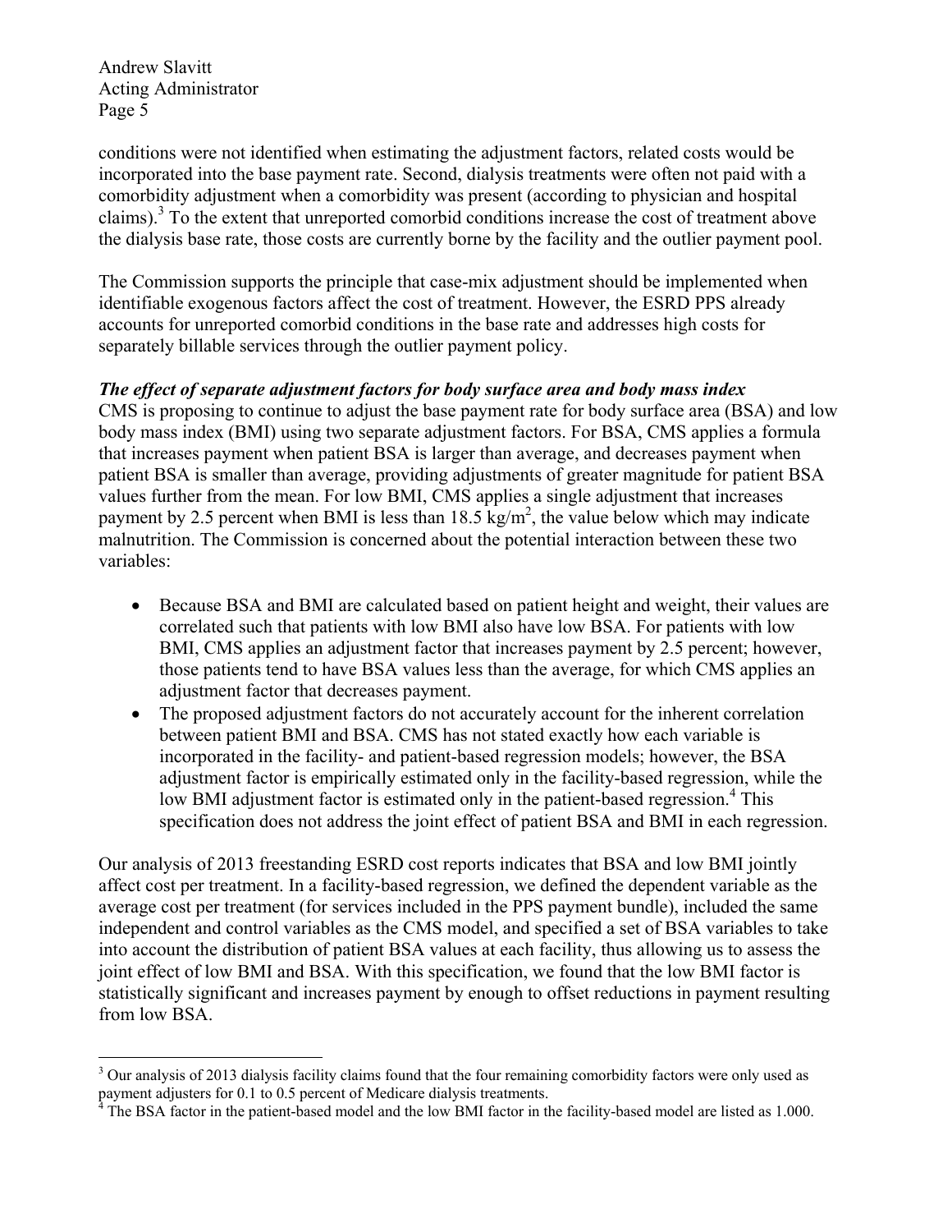conditions were not identified when estimating the adjustment factors, related costs would be incorporated into the base payment rate. Second, dialysis treatments were often not paid with a comorbidity adjustment when a comorbidity was present (according to physician and hospital claims).[3] To the extent that unreported comorbid conditions increase the cost of treatment above the dialysis base rate, those costs are currently borne by the facility and the outlier payment pool.

The Commission supports the principle that case-mix adjustment should be implemented when identifiable exogenous factors affect the cost of treatment. However, the ESRD PPS already accounts for unreported comorbid conditions in the base rate and addresses high costs for separately billable services through the outlier payment policy.

***The effect of separate adjustment factors for body surface area and body mass index***

CMS is proposing to continue to adjust the base payment rate for body surface area (BSA) and low body mass index (BMI) using two separate adjustment factors. For BSA, CMS applies a formula that increases payment when patient BSA is larger than average, and decreases payment when patient BSA is smaller than average, providing adjustments of greater magnitude for patient BSA values further from the mean. For low BMI, CMS applies a single adjustment that increases payment by 2.5 percent when BMI is less than 18.5 $kg/m^2$, the value below which may indicate malnutrition. The Commission is concerned about the potential interaction between these two variables:

- Because BSA and BMI are calculated based on patient height and weight, their values are correlated such that patients with low BMI also have low BSA. For patients with low BMI, CMS applies an adjustment factor that increases payment by 2.5 percent; however, those patients tend to have BSA values less than the average, for which CMS applies an adjustment factor that decreases payment.
- The proposed adjustment factors do not accurately account for the inherent correlation between patient BMI and BSA. CMS has not stated exactly how each variable is incorporated in the facility- and patient-based regression models; however, the BSA adjustment factor is empirically estimated only in the facility-based regression, while the low BMI adjustment factor is estimated only in the patient-based regression.[4] This specification does not address the joint effect of patient BSA and BMI in each regression.

Our analysis of 2013 freestanding ESRD cost reports indicates that BSA and low BMI jointly affect cost per treatment. In a facility-based regression, we defined the dependent variable as the average cost per treatment (for services included in the PPS payment bundle), included the same independent and control variables as the CMS model, and specified a set of BSA variables to take into account the distribution of patient BSA values at each facility, thus allowing us to assess the joint effect of low BMI and BSA. With this specification, we found that the low BMI factor is statistically significant and increases payment by enough to offset reductions in payment resulting from low BSA.

---

[3] Our analysis of 2013 dialysis facility claims found that the four remaining comorbidity factors were only used as payment adjusters for 0.1 to 0.5 percent of Medicare dialysis treatments.

[4] The BSA factor in the patient-based model and the low BMI factor in the facility-based model are listed as 1.000.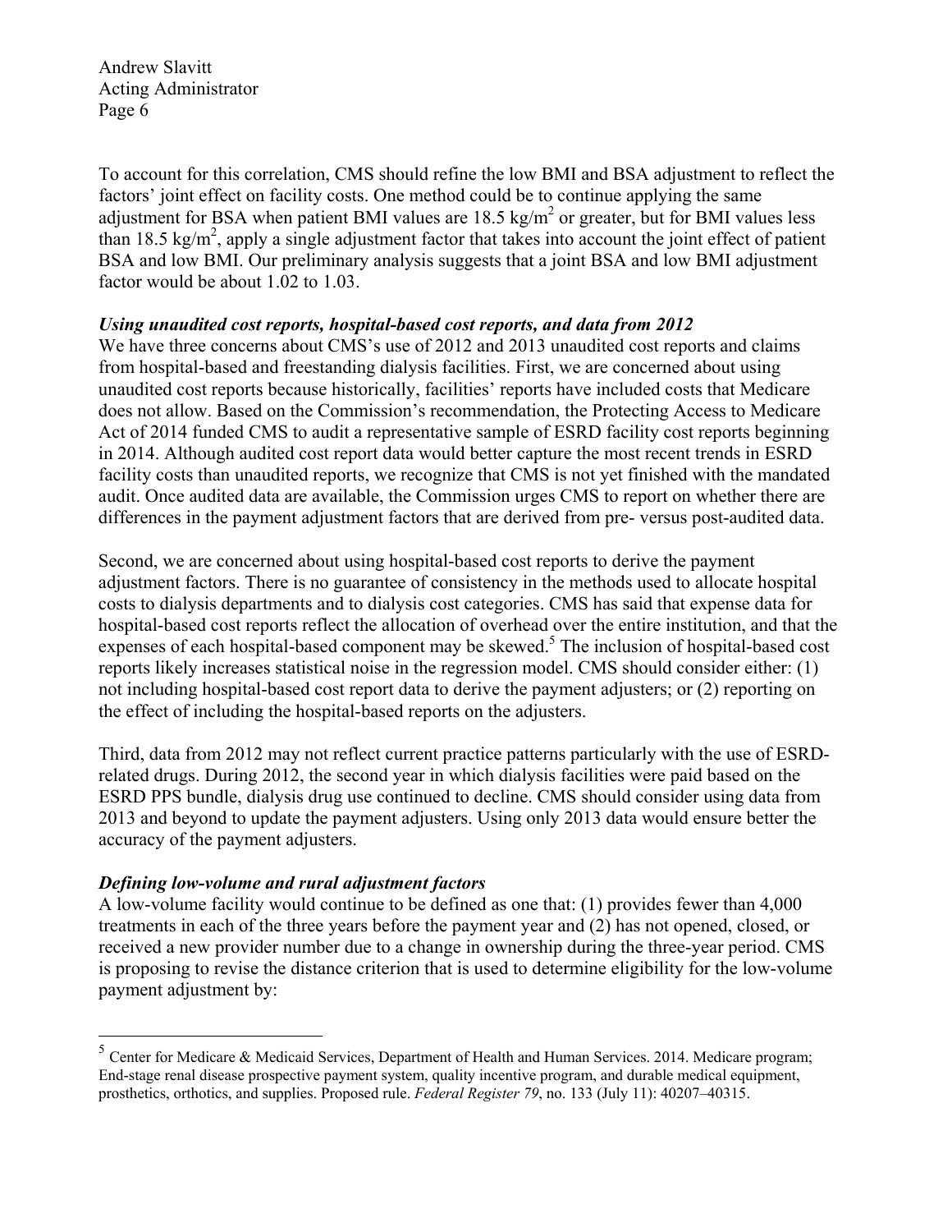To account for this correlation, CMS should refine the low BMI and BSA adjustment to reflect the factors' joint effect on facility costs. One method could be to continue applying the same adjustment for BSA when patient BMI values are 18.5 $kg/m^2$ or greater, but for BMI values less than 18.5 $kg/m^2$, apply a single adjustment factor that takes into account the joint effect of patient BSA and low BMI. Our preliminary analysis suggests that a joint BSA and low BMI adjustment factor would be about 1.02 to 1.03.

***Using unaudited cost reports, hospital-based cost reports, and data from 2012***

We have three concerns about CMS's use of 2012 and 2013 unaudited cost reports and claims from hospital-based and freestanding dialysis facilities. First, we are concerned about using unaudited cost reports because historically, facilities' reports have included costs that Medicare does not allow. Based on the Commission's recommendation, the Protecting Access to Medicare Act of 2014 funded CMS to audit a representative sample of ESRD facility cost reports beginning in 2014. Although audited cost report data would better capture the most recent trends in ESRD facility costs than unaudited reports, we recognize that CMS is not yet finished with the mandated audit. Once audited data are available, the Commission urges CMS to report on whether there are differences in the payment adjustment factors that are derived from pre- versus post-audited data.

Second, we are concerned about using hospital-based cost reports to derive the payment adjustment factors. There is no guarantee of consistency in the methods used to allocate hospital costs to dialysis departments and to dialysis cost categories. CMS has said that expense data for hospital-based cost reports reflect the allocation of overhead over the entire institution, and that the expenses of each hospital-based component may be skewed.[5] The inclusion of hospital-based cost reports likely increases statistical noise in the regression model. CMS should consider either: (1) not including hospital-based cost report data to derive the payment adjusters; or (2) reporting on the effect of including the hospital-based reports on the adjusters.

Third, data from 2012 may not reflect current practice patterns particularly with the use of ESRD-related drugs. During 2012, the second year in which dialysis facilities were paid based on the ESRD PPS bundle, dialysis drug use continued to decline. CMS should consider using data from 2013 and beyond to update the payment adjusters. Using only 2013 data would ensure better the accuracy of the payment adjusters.

***Defining low-volume and rural adjustment factors***

A low-volume facility would continue to be defined as one that: (1) provides fewer than 4,000 treatments in each of the three years before the payment year and (2) has not opened, closed, or received a new provider number due to a change in ownership during the three-year period. CMS is proposing to revise the distance criterion that is used to determine eligibility for the low-volume payment adjustment by:

---

[5] Center for Medicare & Medicaid Services, Department of Health and Human Services. 2014. Medicare program; End-stage renal disease prospective payment system, quality incentive program, and durable medical equipment, prosthetics, orthotics, and supplies. Proposed rule. *Federal Register 79*, no. 133 (July 11): 40207–40315.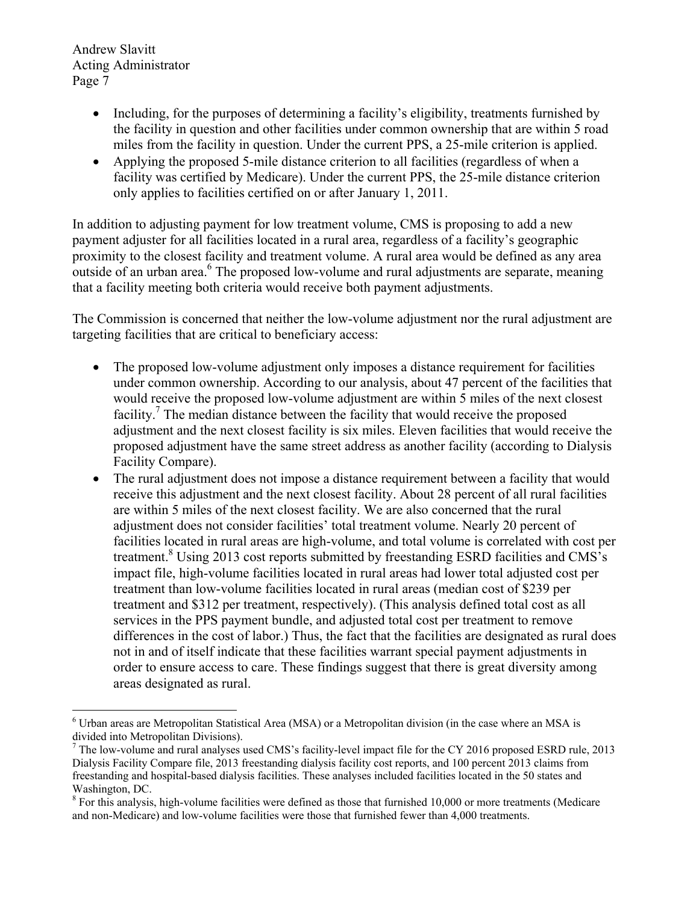- Including, for the purposes of determining a facility's eligibility, treatments furnished by the facility in question and other facilities under common ownership that are within 5 road miles from the facility in question. Under the current PPS, a 25-mile criterion is applied.
- Applying the proposed 5-mile distance criterion to all facilities (regardless of when a facility was certified by Medicare). Under the current PPS, the 25-mile distance criterion only applies to facilities certified on or after January 1, 2011.

In addition to adjusting payment for low treatment volume, CMS is proposing to add a new payment adjuster for all facilities located in a rural area, regardless of a facility's geographic proximity to the closest facility and treatment volume. A rural area would be defined as any area outside of an urban area.[6] The proposed low-volume and rural adjustments are separate, meaning that a facility meeting both criteria would receive both payment adjustments.

The Commission is concerned that neither the low-volume adjustment nor the rural adjustment are targeting facilities that are critical to beneficiary access:

- The proposed low-volume adjustment only imposes a distance requirement for facilities under common ownership. According to our analysis, about 47 percent of the facilities that would receive the proposed low-volume adjustment are within 5 miles of the next closest facility.[7] The median distance between the facility that would receive the proposed adjustment and the next closest facility is six miles. Eleven facilities that would receive the proposed adjustment have the same street address as another facility (according to Dialysis Facility Compare).
- The rural adjustment does not impose a distance requirement between a facility that would receive this adjustment and the next closest facility. About 28 percent of all rural facilities are within 5 miles of the next closest facility. We are also concerned that the rural adjustment does not consider facilities' total treatment volume. Nearly 20 percent of facilities located in rural areas are high-volume, and total volume is correlated with cost per treatment.[8] Using 2013 cost reports submitted by freestanding ESRD facilities and CMS's impact file, high-volume facilities located in rural areas had lower total adjusted cost per treatment than low-volume facilities located in rural areas (median cost of $239 per treatment and $312 per treatment, respectively). (This analysis defined total cost as all services in the PPS payment bundle, and adjusted total cost per treatment to remove differences in the cost of labor.) Thus, the fact that the facilities are designated as rural does not in and of itself indicate that these facilities warrant special payment adjustments in order to ensure access to care. These findings suggest that there is great diversity among areas designated as rural.

---

[6] Urban areas are Metropolitan Statistical Area (MSA) or a Metropolitan division (in the case where an MSA is divided into Metropolitan Divisions).

[7] The low-volume and rural analyses used CMS's facility-level impact file for the CY 2016 proposed ESRD rule, 2013 Dialysis Facility Compare file, 2013 freestanding dialysis facility cost reports, and 100 percent 2013 claims from freestanding and hospital-based dialysis facilities. These analyses included facilities located in the 50 states and Washington, DC.

[8] For this analysis, high-volume facilities were defined as those that furnished 10,000 or more treatments (Medicare and non-Medicare) and low-volume facilities were those that furnished fewer than 4,000 treatments.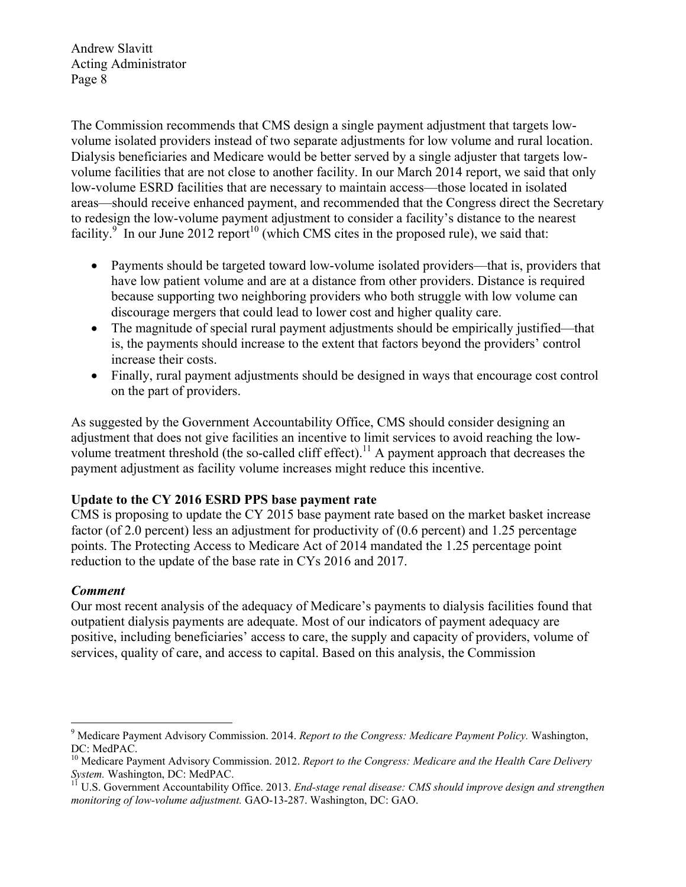The Commission recommends that CMS design a single payment adjustment that targets low-volume isolated providers instead of two separate adjustments for low volume and rural location. Dialysis beneficiaries and Medicare would be better served by a single adjuster that targets low-volume facilities that are not close to another facility. In our March 2014 report, we said that only low-volume ESRD facilities that are necessary to maintain access—those located in isolated areas—should receive enhanced payment, and recommended that the Congress direct the Secretary to redesign the low-volume payment adjustment to consider a facility's distance to the nearest facility.[9] In our June 2012 report[10] (which CMS cites in the proposed rule), we said that:

- Payments should be targeted toward low-volume isolated providers—that is, providers that have low patient volume and are at a distance from other providers. Distance is required because supporting two neighboring providers who both struggle with low volume can discourage mergers that could lead to lower cost and higher quality care.
- The magnitude of special rural payment adjustments should be empirically justified—that is, the payments should increase to the extent that factors beyond the providers' control increase their costs.
- Finally, rural payment adjustments should be designed in ways that encourage cost control on the part of providers.

As suggested by the Government Accountability Office, CMS should consider designing an adjustment that does not give facilities an incentive to limit services to avoid reaching the low-volume treatment threshold (the so-called cliff effect).[11] A payment approach that decreases the payment adjustment as facility volume increases might reduce this incentive.

**Update to the CY 2016 ESRD PPS base payment rate**

CMS is proposing to update the CY 2015 base payment rate based on the market basket increase factor (of 2.0 percent) less an adjustment for productivity of (0.6 percent) and 1.25 percentage points. The Protecting Access to Medicare Act of 2014 mandated the 1.25 percentage point reduction to the update of the base rate in CYs 2016 and 2017.

***Comment***

Our most recent analysis of the adequacy of Medicare's payments to dialysis facilities found that outpatient dialysis payments are adequate. Most of our indicators of payment adequacy are positive, including beneficiaries' access to care, the supply and capacity of providers, volume of services, quality of care, and access to capital. Based on this analysis, the Commission

---

[9] Medicare Payment Advisory Commission. 2014. *Report to the Congress: Medicare Payment Policy.* Washington, DC: MedPAC.

[10] Medicare Payment Advisory Commission. 2012. *Report to the Congress: Medicare and the Health Care Delivery System.* Washington, DC: MedPAC.

[11] U.S. Government Accountability Office. 2013. *End-stage renal disease: CMS should improve design and strengthen monitoring of low-volume adjustment.* GAO-13-287. Washington, DC: GAO.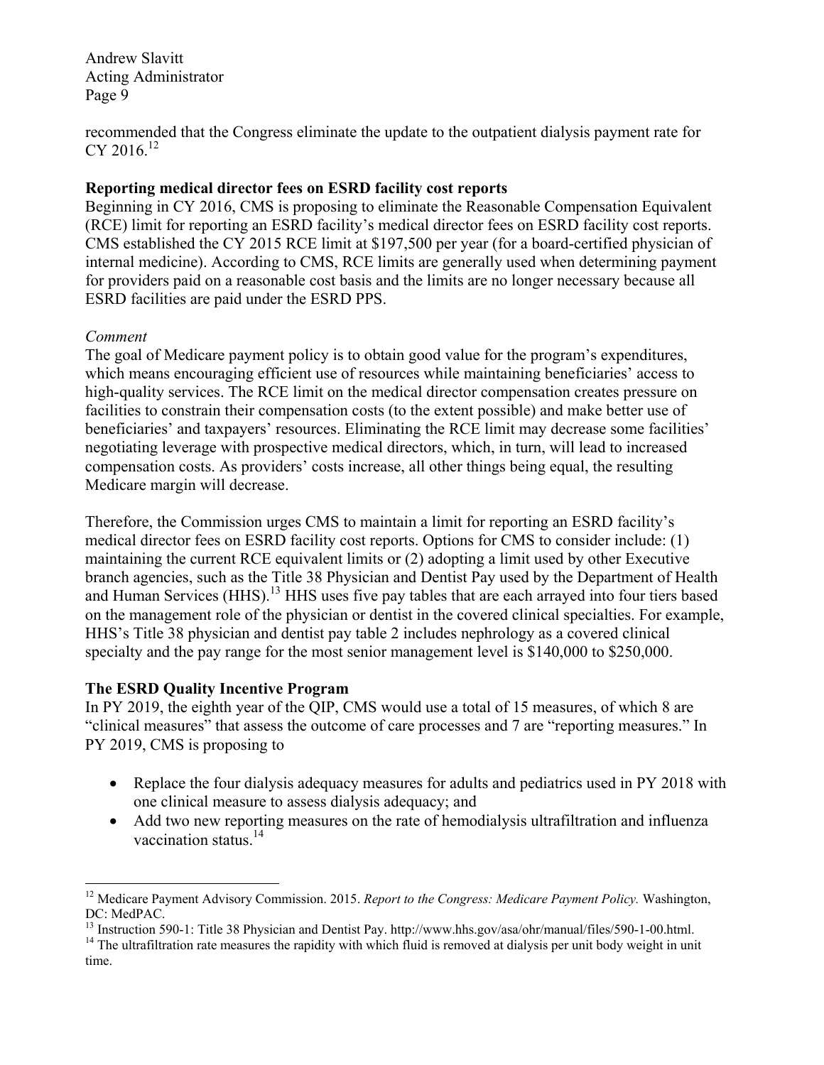recommended that the Congress eliminate the update to the outpatient dialysis payment rate for CY 2016.[12]

**Reporting medical director fees on ESRD facility cost reports**

Beginning in CY 2016, CMS is proposing to eliminate the Reasonable Compensation Equivalent (RCE) limit for reporting an ESRD facility's medical director fees on ESRD facility cost reports. CMS established the CY 2015 RCE limit at $197,500 per year (for a board-certified physician of internal medicine). According to CMS, RCE limits are generally used when determining payment for providers paid on a reasonable cost basis and the limits are no longer necessary because all ESRD facilities are paid under the ESRD PPS.

*Comment*

The goal of Medicare payment policy is to obtain good value for the program's expenditures, which means encouraging efficient use of resources while maintaining beneficiaries' access to high-quality services. The RCE limit on the medical director compensation creates pressure on facilities to constrain their compensation costs (to the extent possible) and make better use of beneficiaries' and taxpayers' resources. Eliminating the RCE limit may decrease some facilities' negotiating leverage with prospective medical directors, which, in turn, will lead to increased compensation costs. As providers' costs increase, all other things being equal, the resulting Medicare margin will decrease.

Therefore, the Commission urges CMS to maintain a limit for reporting an ESRD facility's medical director fees on ESRD facility cost reports. Options for CMS to consider include: (1) maintaining the current RCE equivalent limits or (2) adopting a limit used by other Executive branch agencies, such as the Title 38 Physician and Dentist Pay used by the Department of Health and Human Services (HHS).[13] HHS uses five pay tables that are each arrayed into four tiers based on the management role of the physician or dentist in the covered clinical specialties. For example, HHS's Title 38 physician and dentist pay table 2 includes nephrology as a covered clinical specialty and the pay range for the most senior management level is $140,000 to $250,000.

**The ESRD Quality Incentive Program**

In PY 2019, the eighth year of the QIP, CMS would use a total of 15 measures, of which 8 are "clinical measures" that assess the outcome of care processes and 7 are "reporting measures." In PY 2019, CMS is proposing to

- Replace the four dialysis adequacy measures for adults and pediatrics used in PY 2018 with one clinical measure to assess dialysis adequacy; and
- Add two new reporting measures on the rate of hemodialysis ultrafiltration and influenza vaccination status.[14]

---

[12] Medicare Payment Advisory Commission. 2015. *Report to the Congress: Medicare Payment Policy.* Washington, DC: MedPAC.

[13] Instruction 590-1: Title 38 Physician and Dentist Pay. http://www.hhs.gov/asa/ohr/manual/files/590-1-00.html.

[14] The ultrafiltration rate measures the rapidity with which fluid is removed at dialysis per unit body weight in unit time.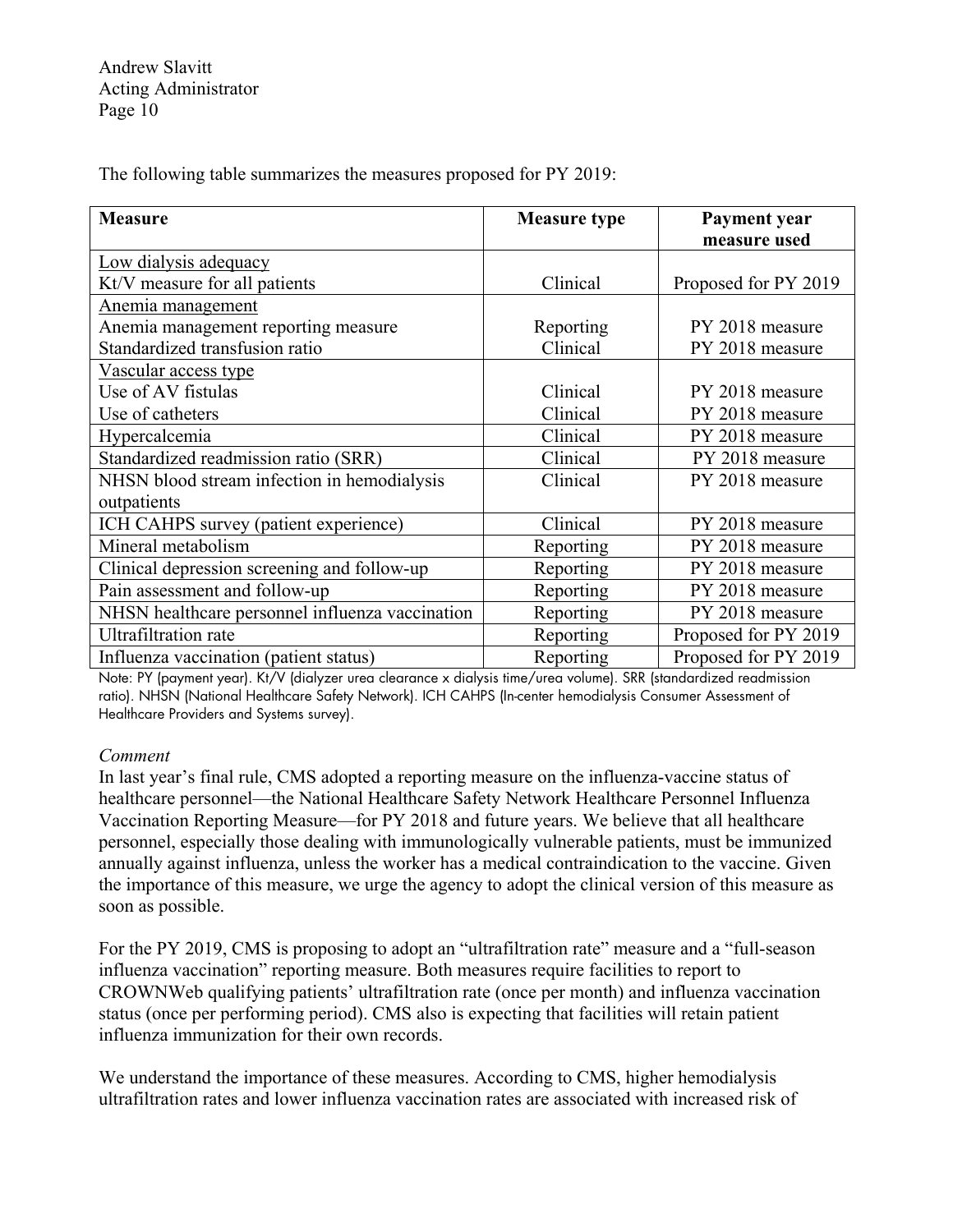The following table summarizes the measures proposed for PY 2019:

| Measure | Measure type | Payment year measure used |
|---|---|---|
| Low dialysis adequacy | | |
| Kt/V measure for all patients | Clinical | Proposed for PY 2019 |
| Anemia management | | |
| Anemia management reporting measure | Reporting | PY 2018 measure |
| Standardized transfusion ratio | Clinical | PY 2018 measure |
| Vascular access type | | |
| Use of AV fistulas | Clinical | PY 2018 measure |
| Use of catheters | Clinical | PY 2018 measure |
| Hypercalcemia | Clinical | PY 2018 measure |
| Standardized readmission ratio (SRR) | Clinical | PY 2018 measure |
| NHSN blood stream infection in hemodialysis outpatients | Clinical | PY 2018 measure |
| ICH CAHPS survey (patient experience) | Clinical | PY 2018 measure |
| Mineral metabolism | Reporting | PY 2018 measure |
| Clinical depression screening and follow-up | Reporting | PY 2018 measure |
| Pain assessment and follow-up | Reporting | PY 2018 measure |
| NHSN healthcare personnel influenza vaccination | Reporting | PY 2018 measure |
| Ultrafiltration rate | Reporting | Proposed for PY 2019 |
| Influenza vaccination (patient status) | Reporting | Proposed for PY 2019 |

Note: PY (payment year). Kt/V (dialyzer urea clearance x dialysis time/urea volume). SRR (standardized readmission ratio). NHSN (National Healthcare Safety Network). ICH CAHPS (In-center hemodialysis Consumer Assessment of Healthcare Providers and Systems survey).

*Comment*

In last year's final rule, CMS adopted a reporting measure on the influenza-vaccine status of healthcare personnel—the National Healthcare Safety Network Healthcare Personnel Influenza Vaccination Reporting Measure—for PY 2018 and future years. We believe that all healthcare personnel, especially those dealing with immunologically vulnerable patients, must be immunized annually against influenza, unless the worker has a medical contraindication to the vaccine. Given the importance of this measure, we urge the agency to adopt the clinical version of this measure as soon as possible.

For the PY 2019, CMS is proposing to adopt an "ultrafiltration rate" measure and a "full-season influenza vaccination" reporting measure. Both measures require facilities to report to CROWNWeb qualifying patients' ultrafiltration rate (once per month) and influenza vaccination status (once per performing period). CMS also is expecting that facilities will retain patient influenza immunization for their own records.

We understand the importance of these measures. According to CMS, higher hemodialysis ultrafiltration rates and lower influenza vaccination rates are associated with increased risk of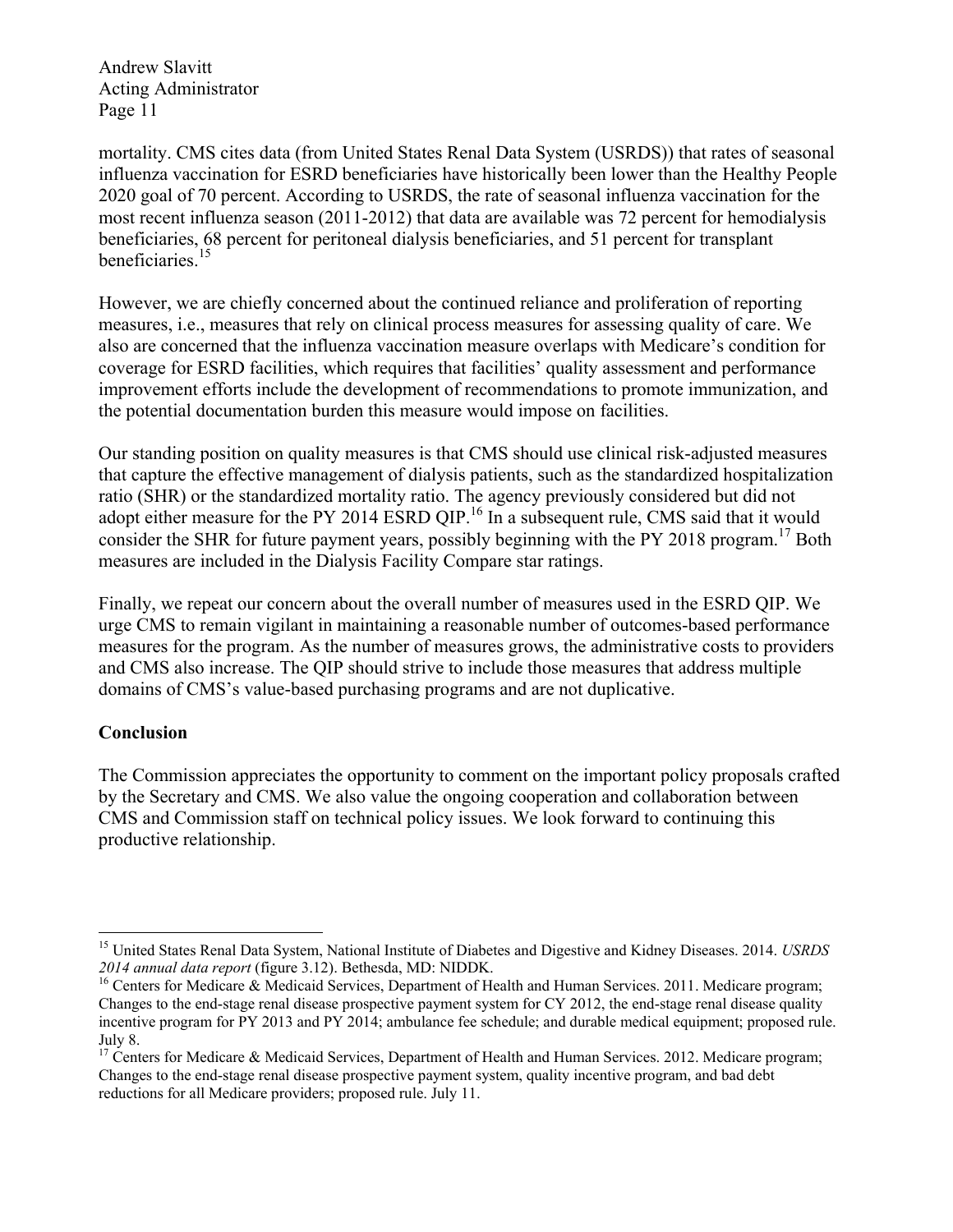mortality. CMS cites data (from United States Renal Data System (USRDS)) that rates of seasonal influenza vaccination for ESRD beneficiaries have historically been lower than the Healthy People 2020 goal of 70 percent. According to USRDS, the rate of seasonal influenza vaccination for the most recent influenza season (2011-2012) that data are available was 72 percent for hemodialysis beneficiaries, 68 percent for peritoneal dialysis beneficiaries, and 51 percent for transplant beneficiaries.[15]

However, we are chiefly concerned about the continued reliance and proliferation of reporting measures, i.e., measures that rely on clinical process measures for assessing quality of care. We also are concerned that the influenza vaccination measure overlaps with Medicare's condition for coverage for ESRD facilities, which requires that facilities' quality assessment and performance improvement efforts include the development of recommendations to promote immunization, and the potential documentation burden this measure would impose on facilities.

Our standing position on quality measures is that CMS should use clinical risk-adjusted measures that capture the effective management of dialysis patients, such as the standardized hospitalization ratio (SHR) or the standardized mortality ratio. The agency previously considered but did not adopt either measure for the PY 2014 ESRD QIP.[16] In a subsequent rule, CMS said that it would consider the SHR for future payment years, possibly beginning with the PY 2018 program.[17] Both measures are included in the Dialysis Facility Compare star ratings.

Finally, we repeat our concern about the overall number of measures used in the ESRD QIP. We urge CMS to remain vigilant in maintaining a reasonable number of outcomes-based performance measures for the program. As the number of measures grows, the administrative costs to providers and CMS also increase. The QIP should strive to include those measures that address multiple domains of CMS's value-based purchasing programs and are not duplicative.

**Conclusion**

The Commission appreciates the opportunity to comment on the important policy proposals crafted by the Secretary and CMS. We also value the ongoing cooperation and collaboration between CMS and Commission staff on technical policy issues. We look forward to continuing this productive relationship.

---

[15] United States Renal Data System, National Institute of Diabetes and Digestive and Kidney Diseases. 2014. *USRDS 2014 annual data report* (figure 3.12). Bethesda, MD: NIDDK.

[16] Centers for Medicare & Medicaid Services, Department of Health and Human Services. 2011. Medicare program; Changes to the end-stage renal disease prospective payment system for CY 2012, the end-stage renal disease quality incentive program for PY 2013 and PY 2014; ambulance fee schedule; and durable medical equipment; proposed rule. July 8.

[17] Centers for Medicare & Medicaid Services, Department of Health and Human Services. 2012. Medicare program; Changes to the end-stage renal disease prospective payment system, quality incentive program, and bad debt reductions for all Medicare providers; proposed rule. July 11.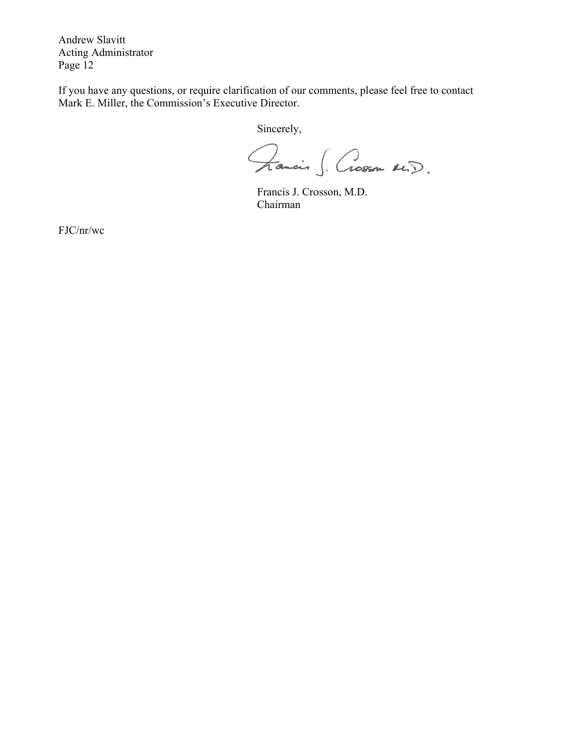If you have any questions, or require clarification of our comments, please feel free to contact Mark E. Miller, the Commission's Executive Director.

Sincerely,

Francis J. Crosson, M.D.
Chairman

FJC/nr/wc